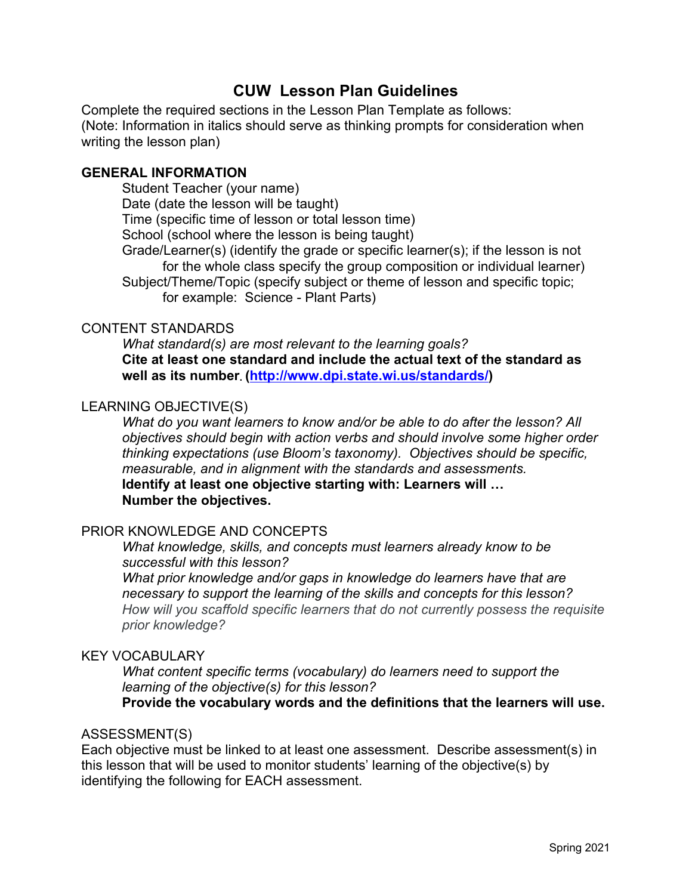# CUW Lesson Plan Guidelines

Complete the required sections in the Lesson Plan Template as follows:
(Note: Information in italics should serve as thinking prompts for consideration when writing the lesson plan)

**GENERAL INFORMATION**

Student Teacher (your name)
Date (date the lesson will be taught)
Time (specific time of lesson or total lesson time)
School (school where the lesson is being taught)
Grade/Learner(s) (identify the grade or specific learner(s); if the lesson is not for the whole class specify the group composition or individual learner)
Subject/Theme/Topic (specify subject or theme of lesson and specific topic; for example: Science - Plant Parts)

CONTENT STANDARDS

*What standard(s) are most relevant to the learning goals?*
**Cite at least one standard and include the actual text of the standard as well as its number. (http://www.dpi.state.wi.us/standards/)**

LEARNING OBJECTIVE(S)

*What do you want learners to know and/or be able to do after the lesson? All objectives should begin with action verbs and should involve some higher order thinking expectations (use Bloom's taxonomy). Objectives should be specific, measurable, and in alignment with the standards and assessments.*
**Identify at least one objective starting with: Learners will …**
**Number the objectives.**

PRIOR KNOWLEDGE AND CONCEPTS

*What knowledge, skills, and concepts must learners already know to be successful with this lesson?*
*What prior knowledge and/or gaps in knowledge do learners have that are necessary to support the learning of the skills and concepts for this lesson?*
*How will you scaffold specific learners that do not currently possess the requisite prior knowledge?*

KEY VOCABULARY

*What content specific terms (vocabulary) do learners need to support the learning of the objective(s) for this lesson?*
**Provide the vocabulary words and the definitions that the learners will use.**

ASSESSMENT(S)

Each objective must be linked to at least one assessment. Describe assessment(s) in this lesson that will be used to monitor students' learning of the objective(s) by identifying the following for EACH assessment.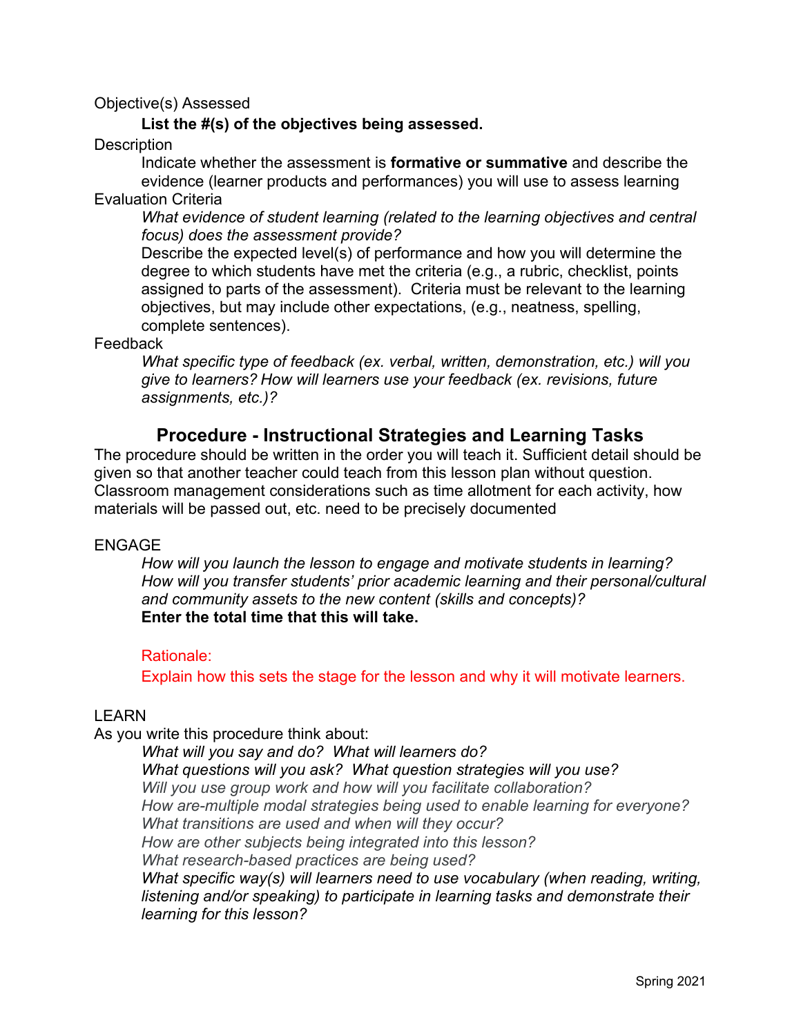Objective(s) Assessed

**List the #(s) of the objectives being assessed.**

Description

Indicate whether the assessment is **formative or summative** and describe the evidence (learner products and performances) you will use to assess learning

Evaluation Criteria

*What evidence of student learning (related to the learning objectives and central focus) does the assessment provide?*

Describe the expected level(s) of performance and how you will determine the degree to which students have met the criteria (e.g., a rubric, checklist, points assigned to parts of the assessment). Criteria must be relevant to the learning objectives, but may include other expectations, (e.g., neatness, spelling, complete sentences).

Feedback

*What specific type of feedback (ex. verbal, written, demonstration, etc.) will you give to learners? How will learners use your feedback (ex. revisions, future assignments, etc.)?*

## Procedure - Instructional Strategies and Learning Tasks

The procedure should be written in the order you will teach it. Sufficient detail should be given so that another teacher could teach from this lesson plan without question. Classroom management considerations such as time allotment for each activity, how materials will be passed out, etc. need to be precisely documented

ENGAGE

*How will you launch the lesson to engage and motivate students in learning?*
*How will you transfer students' prior academic learning and their personal/cultural and community assets to the new content (skills and concepts)?*
**Enter the total time that this will take.**

Rationale:

Explain how this sets the stage for the lesson and why it will motivate learners.

LEARN

As you write this procedure think about:

*What will you say and do? What will learners do?*
*What questions will you ask? What question strategies will you use?*
*Will you use group work and how will you facilitate collaboration?*
*How are-multiple modal strategies being used to enable learning for everyone?*
*What transitions are used and when will they occur?*
*How are other subjects being integrated into this lesson?*
*What research-based practices are being used?*
*What specific way(s) will learners need to use vocabulary (when reading, writing, listening and/or speaking) to participate in learning tasks and demonstrate their learning for this lesson?*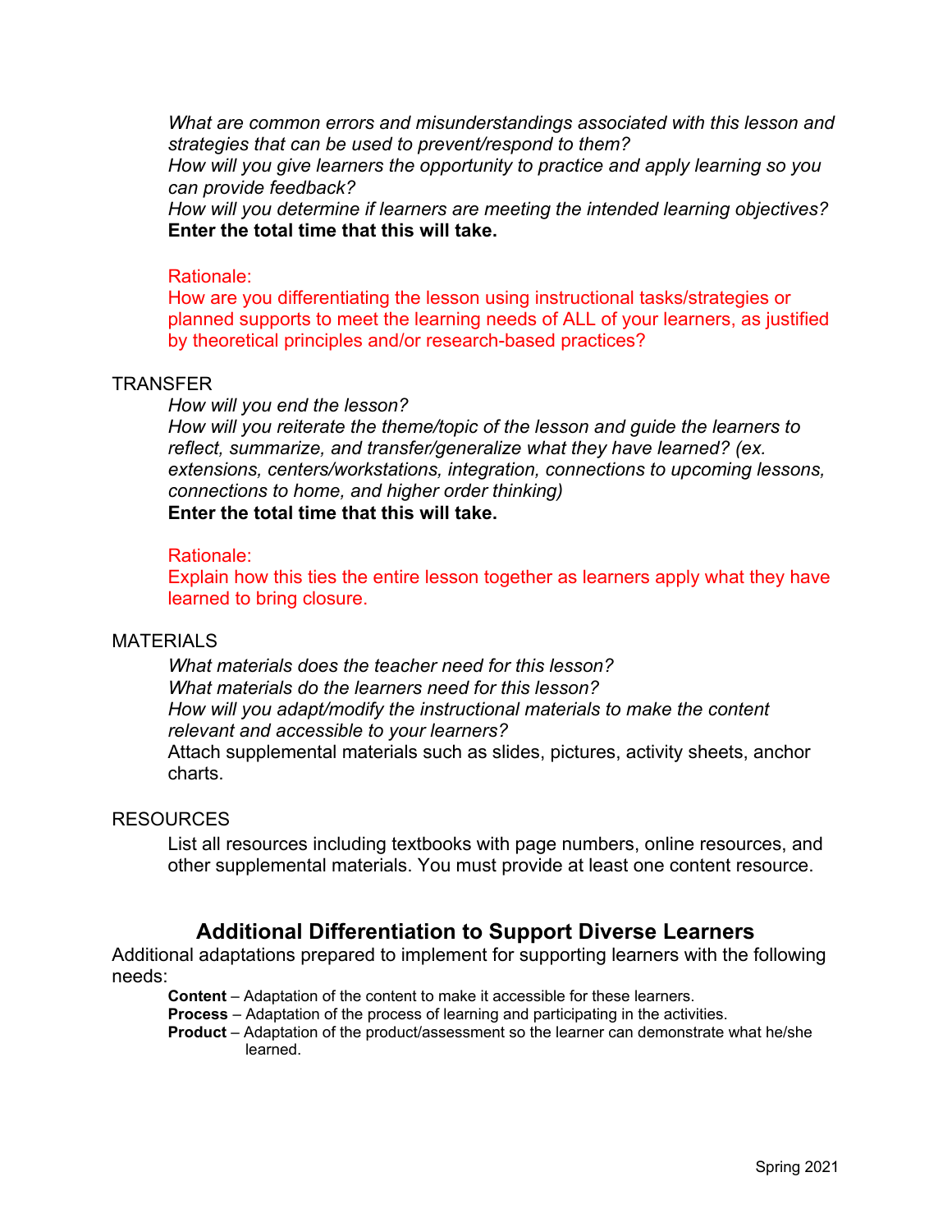*What are common errors and misunderstandings associated with this lesson and strategies that can be used to prevent/respond to them?*
*How will you give learners the opportunity to practice and apply learning so you can provide feedback?*
*How will you determine if learners are meeting the intended learning objectives?*
**Enter the total time that this will take.**

Rationale:
How are you differentiating the lesson using instructional tasks/strategies or planned supports to meet the learning needs of ALL of your learners, as justified by theoretical principles and/or research-based practices?

TRANSFER

*How will you end the lesson?*
*How will you reiterate the theme/topic of the lesson and guide the learners to reflect, summarize, and transfer/generalize what they have learned? (ex. extensions, centers/workstations, integration, connections to upcoming lessons, connections to home, and higher order thinking)*
**Enter the total time that this will take.**

Rationale:
Explain how this ties the entire lesson together as learners apply what they have learned to bring closure.

MATERIALS

*What materials does the teacher need for this lesson?*
*What materials do the learners need for this lesson?*
*How will you adapt/modify the instructional materials to make the content relevant and accessible to your learners?*
Attach supplemental materials such as slides, pictures, activity sheets, anchor charts.

RESOURCES

List all resources including textbooks with page numbers, online resources, and other supplemental materials. You must provide at least one content resource.

## Additional Differentiation to Support Diverse Learners

Additional adaptations prepared to implement for supporting learners with the following needs:

**Content** – Adaptation of the content to make it accessible for these learners.
**Process** – Adaptation of the process of learning and participating in the activities.
**Product** – Adaptation of the product/assessment so the learner can demonstrate what he/she learned.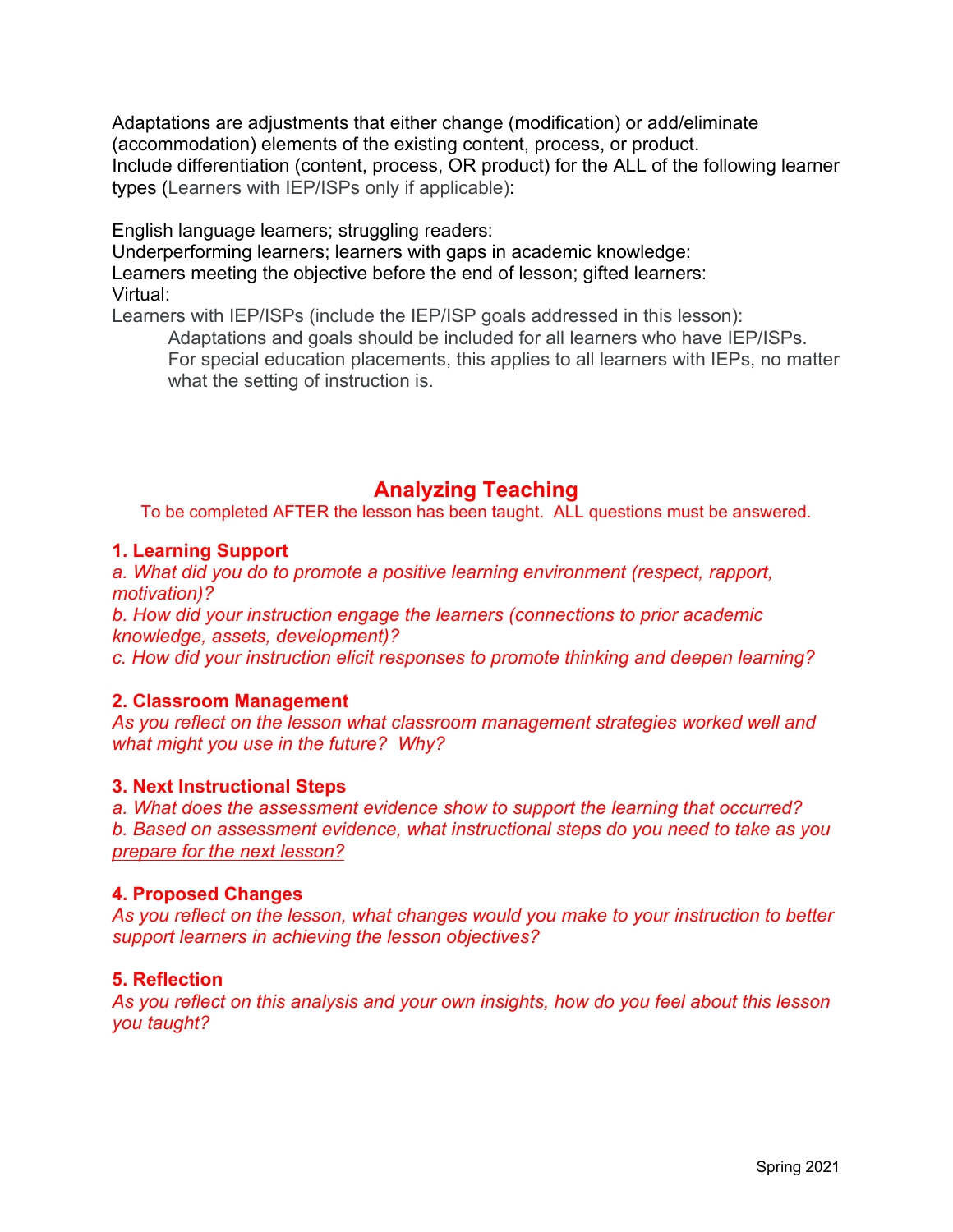Adaptations are adjustments that either change (modification) or add/eliminate (accommodation) elements of the existing content, process, or product.
Include differentiation (content, process, OR product) for the ALL of the following learner types (Learners with IEP/ISPs only if applicable):

English language learners; struggling readers:
Underperforming learners; learners with gaps in academic knowledge:
Learners meeting the objective before the end of lesson; gifted learners:
Virtual:
Learners with IEP/ISPs (include the IEP/ISP goals addressed in this lesson):

> Adaptations and goals should be included for all learners who have IEP/ISPs. For special education placements, this applies to all learners with IEPs, no matter what the setting of instruction is.

## Analyzing Teaching

To be completed AFTER the lesson has been taught. ALL questions must be answered.

### 1. Learning Support

*a. What did you do to promote a positive learning environment (respect, rapport, motivation)?*
*b. How did your instruction engage the learners (connections to prior academic knowledge, assets, development)?*
*c. How did your instruction elicit responses to promote thinking and deepen learning?*

### 2. Classroom Management

*As you reflect on the lesson what classroom management strategies worked well and what might you use in the future? Why?*

### 3. Next Instructional Steps

*a. What does the assessment evidence show to support the learning that occurred?*
*b. Based on assessment evidence, what instructional steps do you need to take as you prepare for the next lesson?*

### 4. Proposed Changes

*As you reflect on the lesson, what changes would you make to your instruction to better support learners in achieving the lesson objectives?*

### 5. Reflection

*As you reflect on this analysis and your own insights, how do you feel about this lesson you taught?*